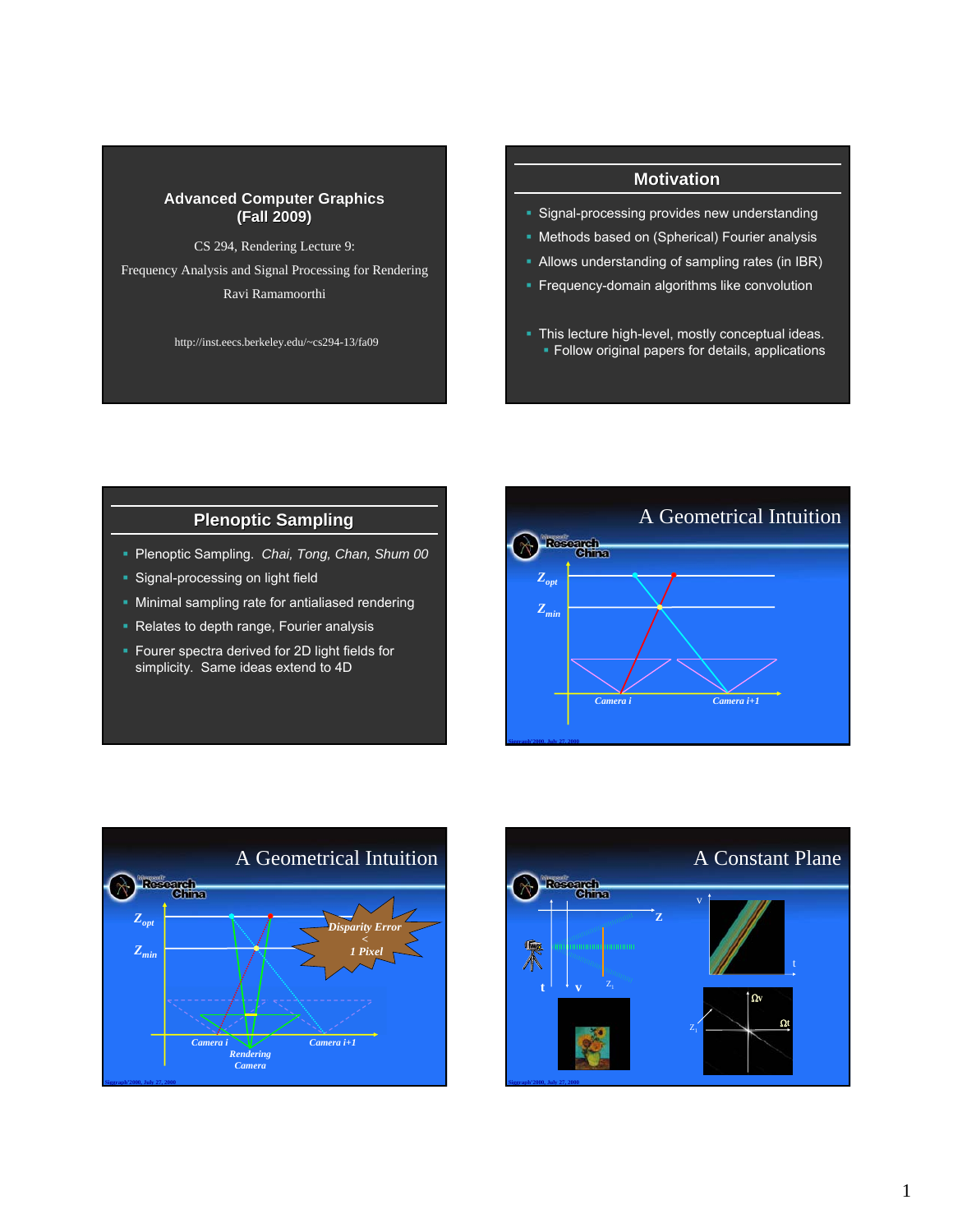## Advanced Computer Graphics (Fall 2009)

CS 294, Rendering Lecture 9:

Frequency Analysis and Signal Processing for Rendering

Ravi Ramamoorthi

http://inst.eecs.berkeley.edu/~cs294-13/fa09

## Motivation

- Signal-processing provides new understanding
- Methods based on (Spherical) Fourier analysis
- Allows understanding of sampling rates (in IBR)
- Frequency-domain algorithms like convolution
- This lecture high-level, mostly conceptual ideas.
  - Follow original papers for details, applications

## Plenoptic Sampling

- Plenoptic Sampling. *Chai, Tong, Chan, Shum 00*
- Signal-processing on light field
- Minimal sampling rate for antialiased rendering
- Relates to depth range, Fourier analysis
- Fourer spectra derived for 2D light fields for simplicity. Same ideas extend to 4D

## A Geometrical Intuition

$Z_{opt}$

$Z_{min}$

*Camera i*　*Camera i+1*

## A Geometrical Intuition

$Z_{opt}$

$Z_{min}$

*Disparity Error < 1 Pixel*

*Camera i*　*Camera i+1*　*Rendering Camera*

## A Constant Plane

Z　t　v　$Z_1$

v　t

$\Omega v$　$\Omega t$　$Z_1$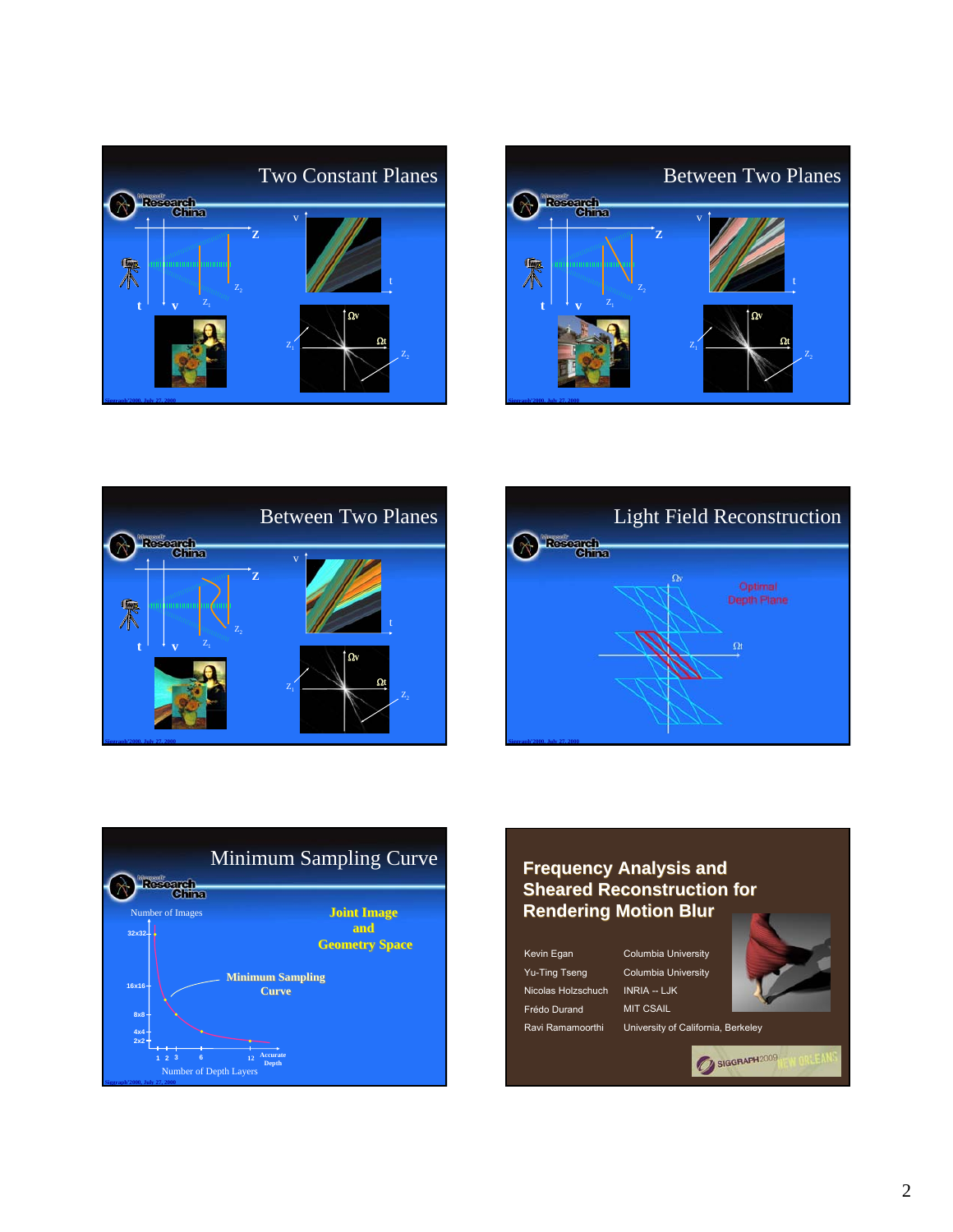## Two Constant Planes

## Between Two Planes

## Between Two Planes

## Light Field Reconstruction

Optimal Depth Plane

## Minimum Sampling Curve

Number of Images

Joint Image and Geometry Space

Minimum Sampling Curve

Number of Depth Layers

## Frequency Analysis and Sheared Reconstruction for Rendering Motion Blur

| | |
|---|---|
| Kevin Egan | Columbia University |
| Yu-Ting Tseng | Columbia University |
| Nicolas Holzschuch | INRIA -- LJK |
| Frédo Durand | MIT CSAIL |
| Ravi Ramamoorthi | University of California, Berkeley |

SIGGRAPH 2009 NEW ORLEANS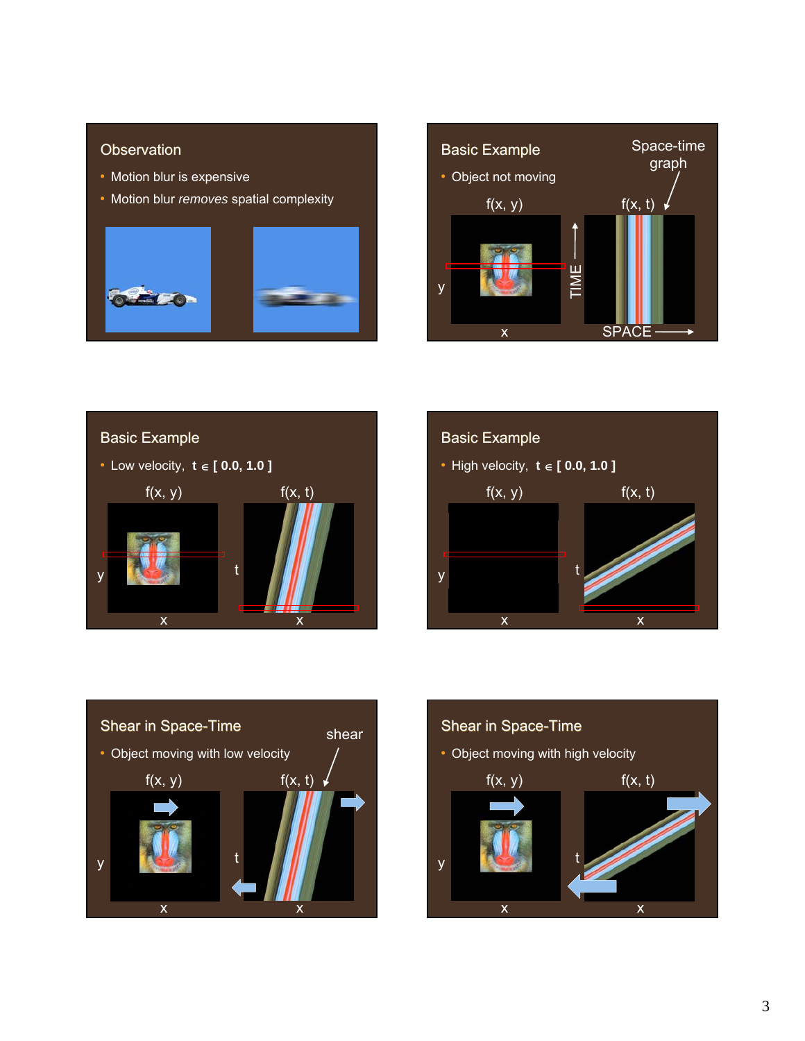## Observation

- Motion blur is expensive
- Motion blur *removes* spatial complexity

## Basic Example

- Object not moving

Space-time graph

f(x, y)    f(x, t)

y    x    TIME    SPACE

## Basic Example

- Low velocity, **t ∈ [ 0.0, 1.0 ]**

f(x, y)    f(x, t)

y    x    t    x

## Basic Example

- High velocity, **t ∈ [ 0.0, 1.0 ]**

f(x, y)    f(x, t)

y    x    t    x

## Shear in Space-Time

- Object moving with low velocity

shear

f(x, y)    f(x, t)

y    x    t    x

## Shear in Space-Time

- Object moving with high velocity

f(x, y)    f(x, t)

y    x    t    x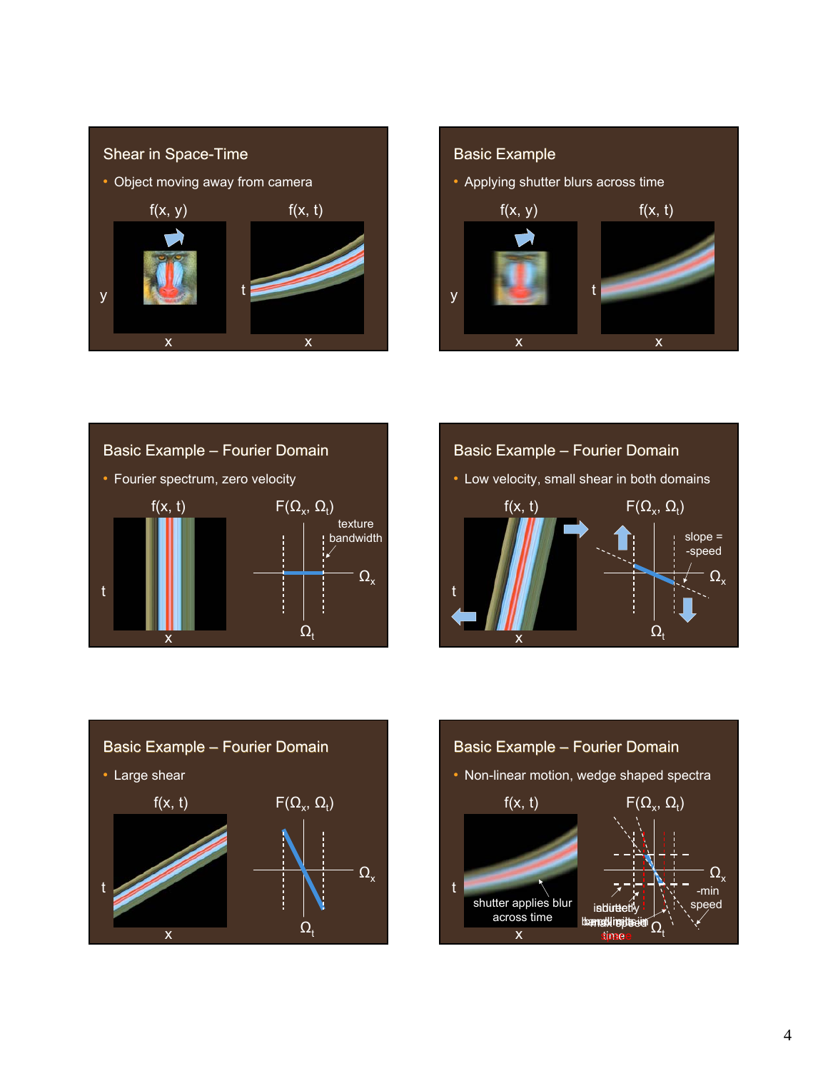## Shear in Space-Time

- Object moving away from camera

$f(x, y)$ $f(x, t)$

## Basic Example

- Applying shutter blurs across time

$f(x, y)$ $f(x, t)$

## Basic Example – Fourier Domain

- Fourier spectrum, zero velocity

$f(x, t)$ $F(\Omega_x, \Omega_t)$

texture bandwidth

## Basic Example – Fourier Domain

- Low velocity, small shear in both domains

$f(x, t)$ $F(\Omega_x, \Omega_t)$

slope = -speed

## Basic Example – Fourier Domain

- Large shear

$f(x, t)$ $F(\Omega_x, \Omega_t)$

## Basic Example – Fourier Domain

- Non-linear motion, wedge shaped spectra

$f(x, t)$ $F(\Omega_x, \Omega_t)$

shutter applies blur across time

-min speed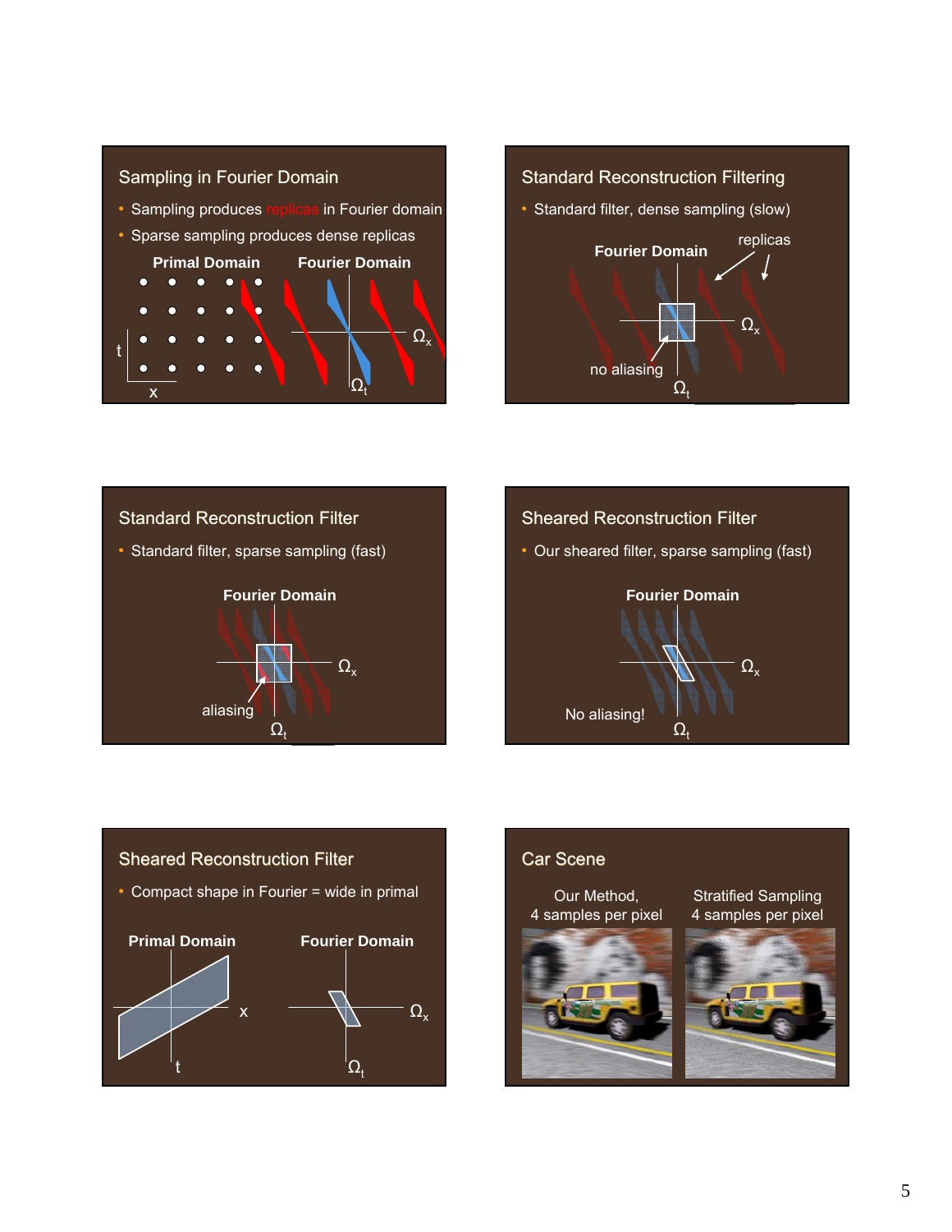## Sampling in Fourier Domain

- Sampling produces replicas in Fourier domain
- Sparse sampling produces dense replicas

**Primal Domain** **Fourier Domain**

t, x, $\Omega_x$, $\Omega_t$

## Standard Reconstruction Filtering

- Standard filter, dense sampling (slow)

**Fourier Domain**

replicas, no aliasing, $\Omega_x$, $\Omega_t$

## Standard Reconstruction Filter

- Standard filter, sparse sampling (fast)

**Fourier Domain**

aliasing, $\Omega_x$, $\Omega_t$

## Sheared Reconstruction Filter

- Our sheared filter, sparse sampling (fast)

**Fourier Domain**

No aliasing!, $\Omega_x$, $\Omega_t$

## Sheared Reconstruction Filter

- Compact shape in Fourier = wide in primal

**Primal Domain** **Fourier Domain**

x, t, $\Omega_x$, $\Omega_t$

## Car Scene

Our Method, 4 samples per pixel

Stratified Sampling 4 samples per pixel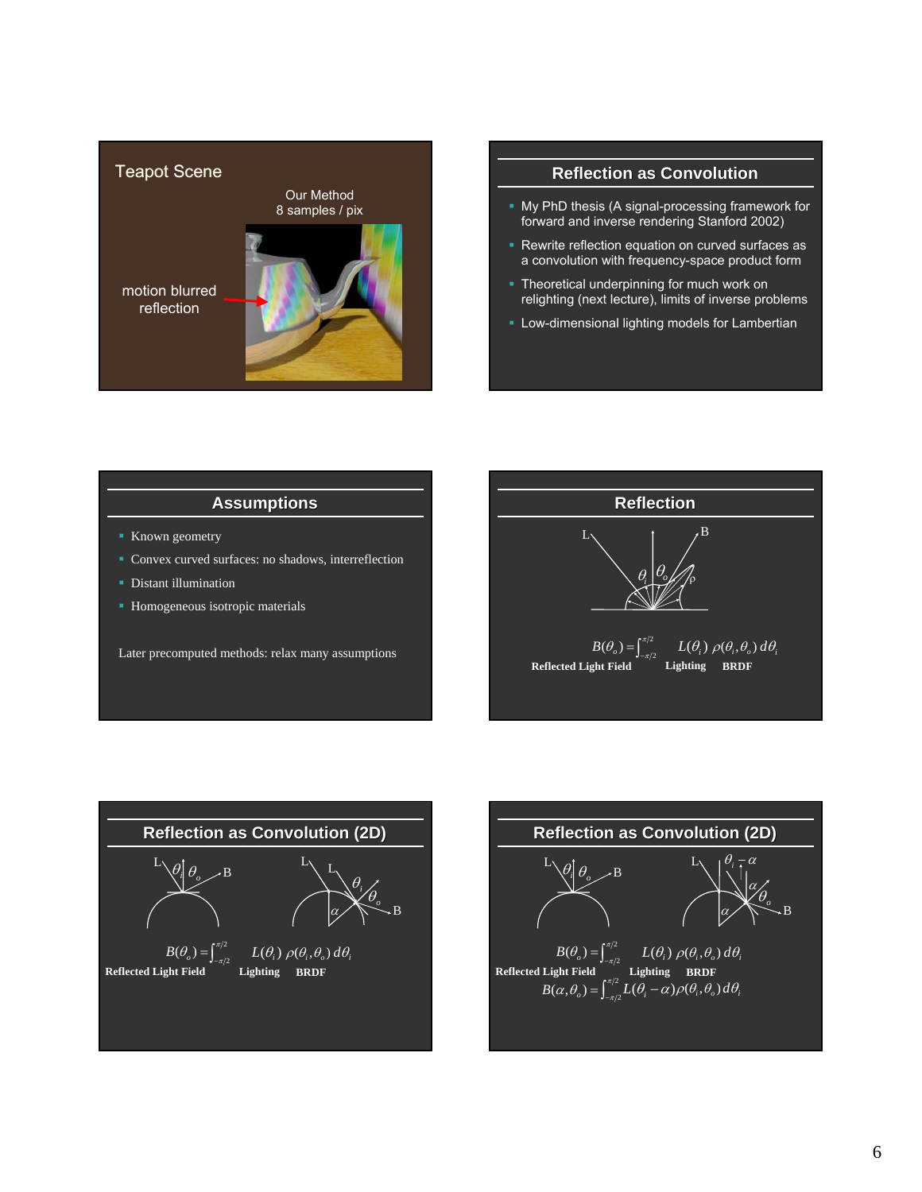## Teapot Scene

Our Method
8 samples / pix

motion blurred reflection

## Reflection as Convolution

- My PhD thesis (A signal-processing framework for forward and inverse rendering Stanford 2002)
- Rewrite reflection equation on curved surfaces as a convolution with frequency-space product form
- Theoretical underpinning for much work on relighting (next lecture), limits of inverse problems
- Low-dimensional lighting models for Lambertian

## Assumptions

- Known geometry
- Convex curved surfaces: no shadows, interreflection
- Distant illumination
- Homogeneous isotropic materials

Later precomputed methods: relax many assumptions

## Reflection

$$B(\theta_o) = \int_{-\pi/2}^{\pi/2} L(\theta_i)\, \rho(\theta_i, \theta_o)\, d\theta_i$$

**Reflected Light Field** — **Lighting** — **BRDF**

## Reflection as Convolution (2D)

$$B(\theta_o) = \int_{-\pi/2}^{\pi/2} L(\theta_i)\, \rho(\theta_i, \theta_o)\, d\theta_i$$

**Reflected Light Field** — **Lighting** — **BRDF**

## Reflection as Convolution (2D)

$$B(\theta_o) = \int_{-\pi/2}^{\pi/2} L(\theta_i)\, \rho(\theta_i, \theta_o)\, d\theta_i$$

**Reflected Light Field** — **Lighting** — **BRDF**

$$B(\alpha, \theta_o) = \int_{-\pi/2}^{\pi/2} L(\theta_i - \alpha) \rho(\theta_i, \theta_o)\, d\theta_i$$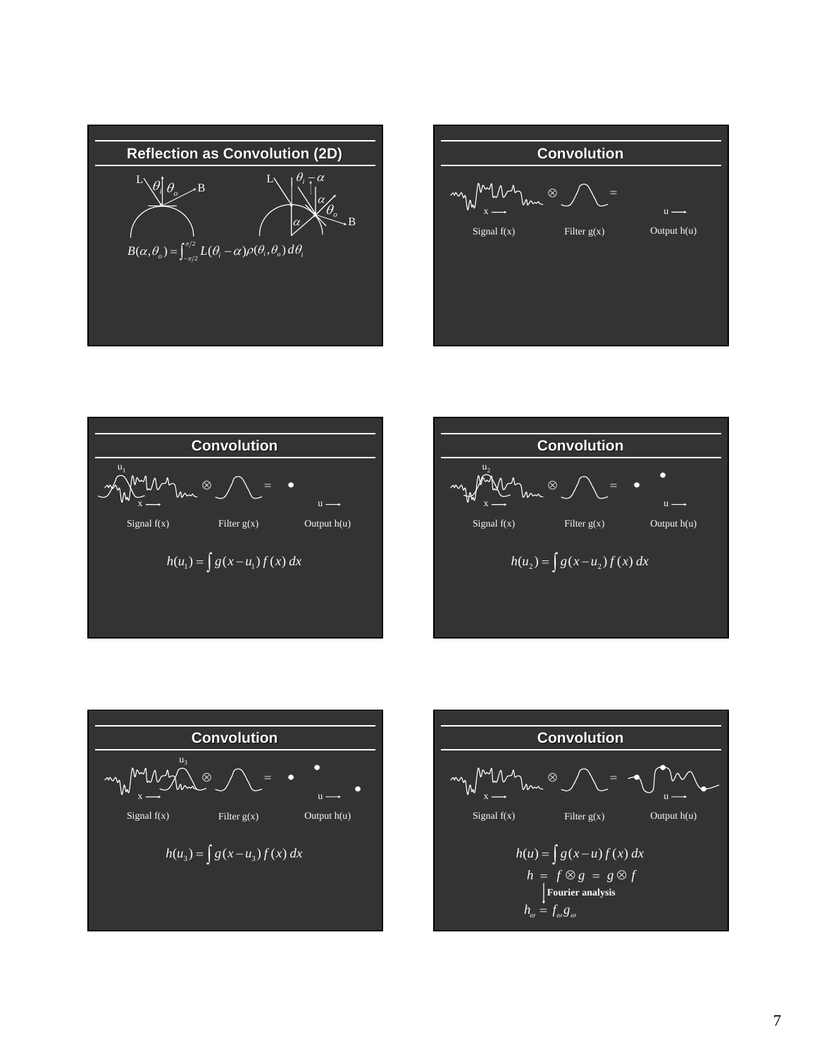## Reflection as Convolution (2D)

L $\theta_i$ $\theta_o$ B

L $\theta_i - \alpha$ $\alpha$ $\theta_o$ B $\alpha$

$$B(\alpha,\theta_o) = \int_{-\pi/2}^{\pi/2} L(\theta_i - \alpha)\rho(\theta_i,\theta_o)\, d\theta_i$$

## Convolution

$\otimes$ =

x ⟶ u ⟶

Signal f(x) Filter g(x) Output h(u)

## Convolution

$u_1$

$\otimes$ =

x ⟶ u ⟶

Signal f(x) Filter g(x) Output h(u)

$$h(u_1) = \int g(x - u_1)\, f(x)\, dx$$

## Convolution

$u_2$

$\otimes$ =

x ⟶ u ⟶

Signal f(x) Filter g(x) Output h(u)

$$h(u_2) = \int g(x - u_2)\, f(x)\, dx$$

## Convolution

$u_3$

$\otimes$ =

x ⟶ u ⟶

Signal f(x) Filter g(x) Output h(u)

$$h(u_3) = \int g(x - u_3)\, f(x)\, dx$$

## Convolution

$\otimes$ =

x ⟶ u ⟶

Signal f(x) Filter g(x) Output h(u)

$$h(u) = \int g(x - u)\, f(x)\, dx$$

$$h = f \otimes g = g \otimes f$$

**Fourier analysis**

$$h_\omega = f_\omega g_\omega$$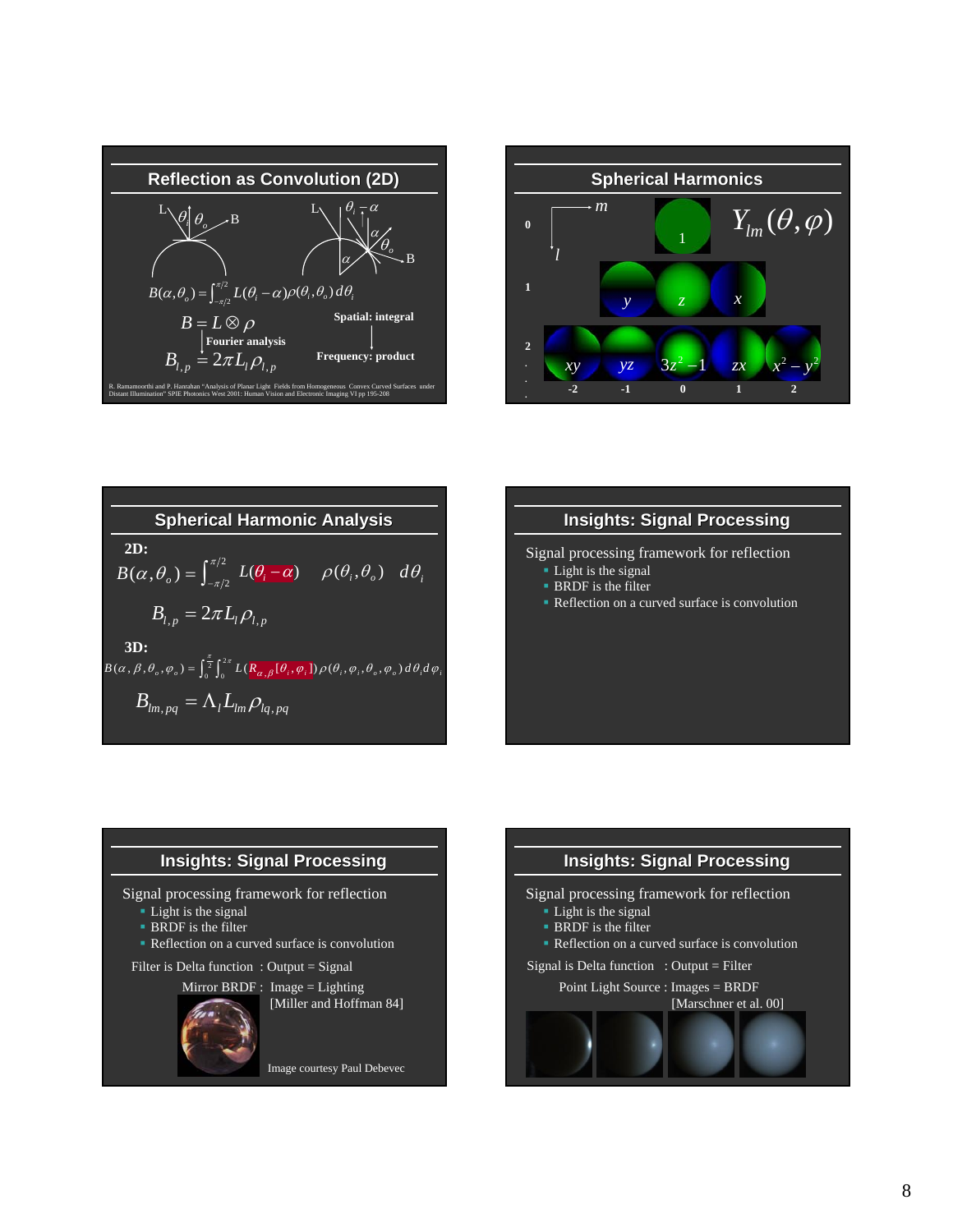## Reflection as Convolution (2D)

$$B(\alpha,\theta_o) = \int_{-\pi/2}^{\pi/2} L(\theta_i - \alpha)\rho(\theta_i,\theta_o)\,d\theta_i$$

$$B = L \otimes \rho$$

Spatial: integral

Fourier analysis

Frequency: product

$$B_{l,p} = 2\pi L_l \rho_{l,p}$$

R. Ramamoorthi and P. Hanrahan "Analysis of Planar Light Fields from Homogeneous Convex Curved Surfaces under Distant Illumination" SPIE Photonics West 2001: Human Vision and Electronic Imaging VI pp 195-208

## Spherical Harmonics

$Y_{lm}(\theta,\varphi)$

| l \ m | -2 | -1 | 0 | 1 | 2 |
|---|---|---|---|---|---|
| 0 | | | 1 | | |
| 1 | | $y$ | $z$ | $x$ | |
| 2 | $xy$ | $yz$ | $3z^2-1$ | $zx$ | $x^2-y^2$ |

## Spherical Harmonic Analysis

**2D:**

$$B(\alpha,\theta_o) = \int_{-\pi/2}^{\pi/2} L(\theta_i - \alpha)\quad \rho(\theta_i,\theta_o)\quad d\theta_i$$

$$B_{l,p} = 2\pi L_l \rho_{l,p}$$

**3D:**

$$B(\alpha,\beta,\theta_o,\varphi_o) = \int_0^{\frac{\pi}{2}}\int_0^{2\pi} L(R_{\alpha,\beta}[\theta_i,\varphi_i])\,\rho(\theta_i,\varphi_i,\theta_o,\varphi_o)\,d\theta_i d\varphi_i$$

$$B_{lm,pq} = \Lambda_l L_{lm} \rho_{lq,pq}$$

## Insights: Signal Processing

Signal processing framework for reflection

- Light is the signal
- BRDF is the filter
- Reflection on a curved surface is convolution

## Insights: Signal Processing

Signal processing framework for reflection

- Light is the signal
- BRDF is the filter
- Reflection on a curved surface is convolution

Filter is Delta function : Output = Signal

Mirror BRDF : Image = Lighting [Miller and Hoffman 84]

Image courtesy Paul Debevec

## Insights: Signal Processing

Signal processing framework for reflection

- Light is the signal
- BRDF is the filter
- Reflection on a curved surface is convolution

Signal is Delta function : Output = Filter

Point Light Source : Images = BRDF [Marschner et al. 00]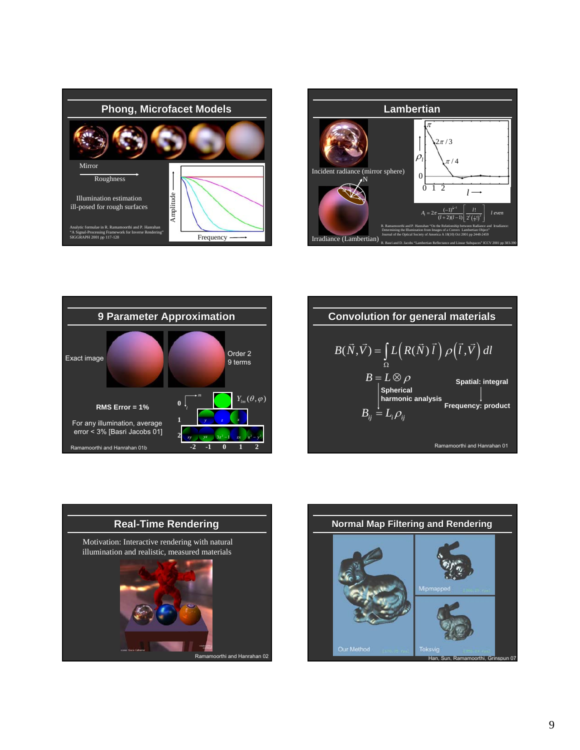## Phong, Microfacet Models

Mirror

Roughness ⟶

Illumination estimation ill-posed for rough surfaces

Amplitude

Frequency ⟶

Analytic formulae in R. Ramamoorthi and P. Hanrahan "A Signal-Processing Framework for Inverse Rendering" SIGGRAPH 2001 pp 117-128

## Lambertian

Incident radiance (mirror sphere)

N

Irradiance (Lambertian)

$\pi$, $2\pi/3$, $\pi/4$

$\rho_l$

0

0 1 2

$l \longrightarrow$

$$A_l = 2\pi \frac{(-1)^{\frac{l}{2}-1}}{(l+2)(l-1)} \left[ \frac{l!}{2^l \left(\frac{l}{2}!\right)^2} \right] \quad l \text{ even}$$

R. Ramamoorthi and P. Hanrahan "On the Relationship between Radiance and Irradiance: Determining the Illumination from Images of a Convex Lambertian Object" Journal of the Optical Society of America A 18(10) Oct 2001 pp 2448-2459

R. Basri and D. Jacobs "Lambertian Reflectance and Linear Subspaces" ICCV 2001 pp 383-390

## 9 Parameter Approximation

Exact image

Order 2
9 terms

RMS Error = 1%

For any illumination, average error < 3% [Basri Jacobs 01]

$Y_{lm}(\theta,\varphi)$

$l$: 0, 1, 2 — $m$: -2, -1, 0, 1, 2

$y$, $z$, $x$, $xy$, $yz$, $3z^2-1$, $zx$, $x^2-y^2$

Ramamoorthi and Hanrahan 01b

## Convolution for general materials

$$B(\vec{N},\vec{V}) = \int_{\Omega} L\left(R(\vec{N})\,\vec{l}\right)\rho\left(\vec{l},\vec{V}\right) dl$$

$$B = L \otimes \rho$$

Spatial: integral

Spherical harmonic analysis

Frequency: product

$$B_{lj} = L_l \rho_{lj}$$

Ramamoorthi and Hanrahan 01

## Real-Time Rendering

Motivation: Interactive rendering with natural illumination and realistic, measured materials

Ramamoorthi and Hanrahan 02

## Normal Map Filtering and Rendering

Our Method

Mipmapped

Toksvig

Han, Sun, Ramamoorthi, Grinspun 07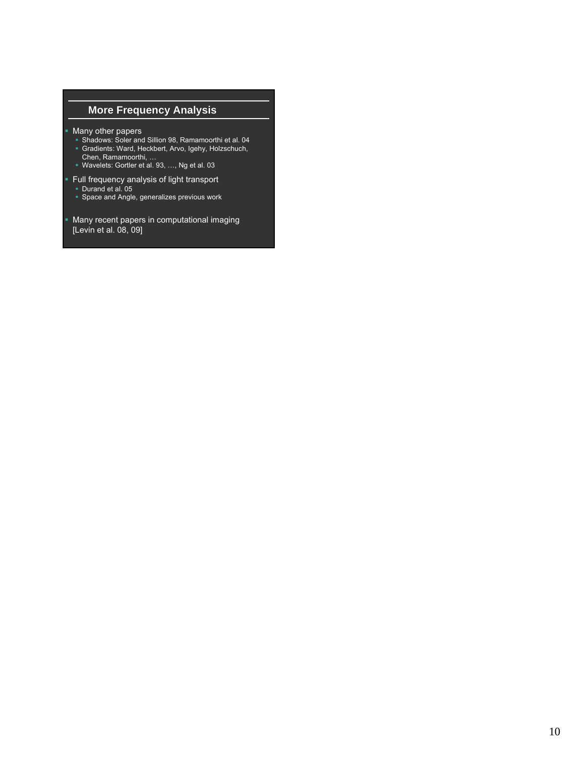## More Frequency Analysis

- Many other papers
  - Shadows: Soler and Sillion 98, Ramamoorthi et al. 04
  - Gradients: Ward, Heckbert, Arvo, Igehy, Holzschuch, Chen, Ramamoorthi, …
  - Wavelets: Gortler et al. 93, …, Ng et al. 03
- Full frequency analysis of light transport
  - Durand et al. 05
  - Space and Angle, generalizes previous work
- Many recent papers in computational imaging [Levin et al. 08, 09]